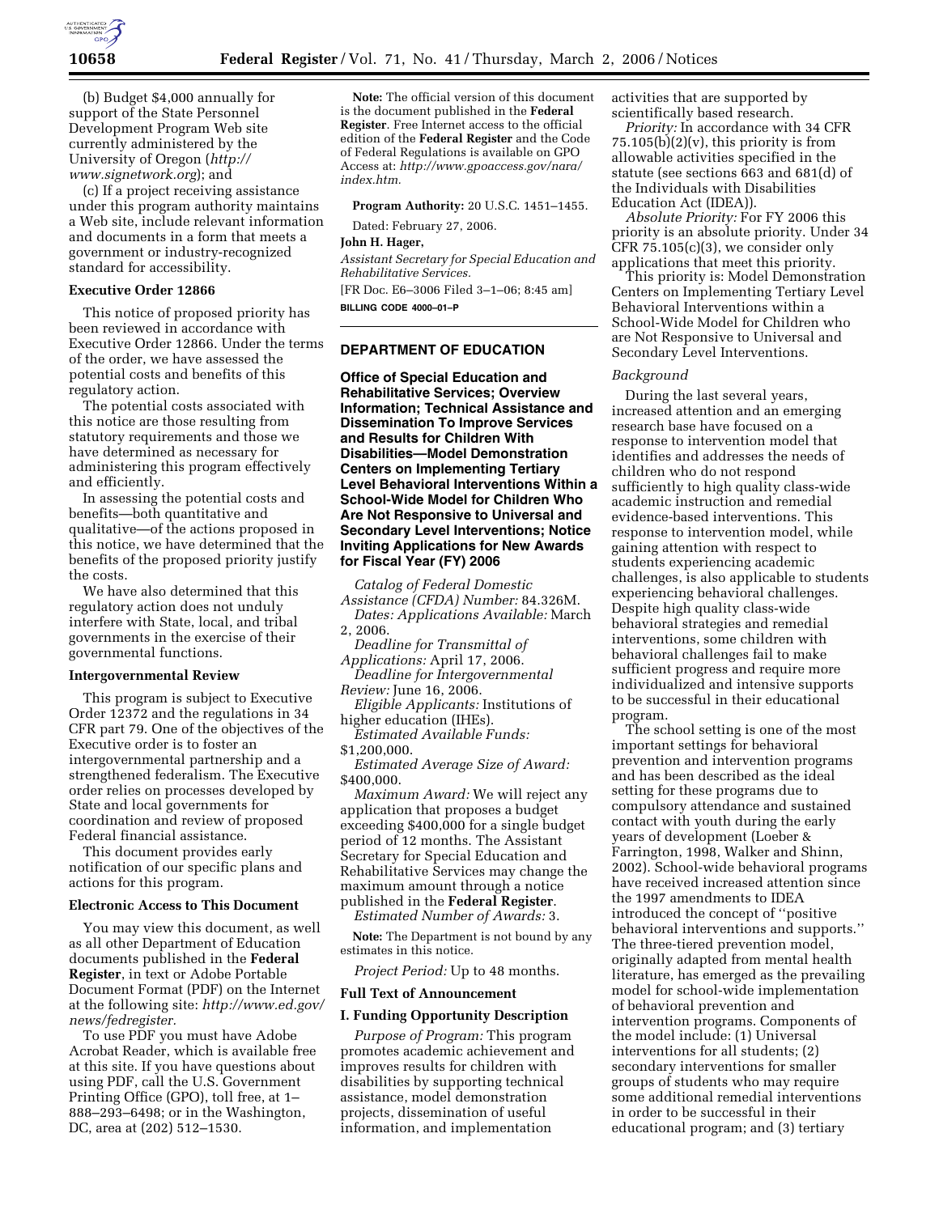(b) Budget $4,000 annually for support of the State Personnel Development Program Web site currently administered by the University of Oregon (*http://www.signetwork.org*); and

(c) If a project receiving assistance under this program authority maintains a Web site, include relevant information and documents in a form that meets a government or industry-recognized standard for accessibility.

**Executive Order 12866**

This notice of proposed priority has been reviewed in accordance with Executive Order 12866. Under the terms of the order, we have assessed the potential costs and benefits of this regulatory action.

The potential costs associated with this notice are those resulting from statutory requirements and those we have determined as necessary for administering this program effectively and efficiently.

In assessing the potential costs and benefits—both quantitative and qualitative—of the actions proposed in this notice, we have determined that the benefits of the proposed priority justify the costs.

We have also determined that this regulatory action does not unduly interfere with State, local, and tribal governments in the exercise of their governmental functions.

**Intergovernmental Review**

This program is subject to Executive Order 12372 and the regulations in 34 CFR part 79. One of the objectives of the Executive order is to foster an intergovernmental partnership and a strengthened federalism. The Executive order relies on processes developed by State and local governments for coordination and review of proposed Federal financial assistance.

This document provides early notification of our specific plans and actions for this program.

**Electronic Access to This Document**

You may view this document, as well as all other Department of Education documents published in the **Federal Register**, in text or Adobe Portable Document Format (PDF) on the Internet at the following site: *http://www.ed.gov/news/fedregister.*

To use PDF you must have Adobe Acrobat Reader, which is available free at this site. If you have questions about using PDF, call the U.S. Government Printing Office (GPO), toll free, at 1–888–293–6498; or in the Washington, DC, area at (202) 512–1530.

**Note:** The official version of this document is the document published in the **Federal Register**. Free Internet access to the official edition of the **Federal Register** and the Code of Federal Regulations is available on GPO Access at: *http://www.gpoaccess.gov/nara/index.htm.*

**Program Authority:** 20 U.S.C. 1451–1455.

Dated: February 27, 2006.

**John H. Hager,**

*Assistant Secretary for Special Education and Rehabilitative Services.*

[FR Doc. E6–3006 Filed 3–1–06; 8:45 am]

**BILLING CODE 4000–01–P**

## DEPARTMENT OF EDUCATION

**Office of Special Education and Rehabilitative Services; Overview Information; Technical Assistance and Dissemination To Improve Services and Results for Children With Disabilities—Model Demonstration Centers on Implementing Tertiary Level Behavioral Interventions Within a School-Wide Model for Children Who Are Not Responsive to Universal and Secondary Level Interventions; Notice Inviting Applications for New Awards for Fiscal Year (FY) 2006**

*Catalog of Federal Domestic Assistance (CFDA) Number:* 84.326M.

*Dates: Applications Available:* March 2, 2006.

*Deadline for Transmittal of Applications:* April 17, 2006.

*Deadline for Intergovernmental Review:* June 16, 2006.

*Eligible Applicants:* Institutions of higher education (IHEs).

*Estimated Available Funds:* $1,200,000.

*Estimated Average Size of Award:* $400,000.

*Maximum Award:* We will reject any application that proposes a budget exceeding $400,000 for a single budget period of 12 months. The Assistant Secretary for Special Education and Rehabilitative Services may change the maximum amount through a notice published in the **Federal Register**.

*Estimated Number of Awards:* 3.

**Note:** The Department is not bound by any estimates in this notice.

*Project Period:* Up to 48 months.

**Full Text of Announcement**

**I. Funding Opportunity Description**

*Purpose of Program:* This program promotes academic achievement and improves results for children with disabilities by supporting technical assistance, model demonstration projects, dissemination of useful information, and implementation activities that are supported by scientifically based research.

*Priority:* In accordance with 34 CFR 75.105(b)(2)(v), this priority is from allowable activities specified in the statute (see sections 663 and 681(d) of the Individuals with Disabilities Education Act (IDEA)).

*Absolute Priority:* For FY 2006 this priority is an absolute priority. Under 34 CFR 75.105(c)(3), we consider only applications that meet this priority.

This priority is: Model Demonstration Centers on Implementing Tertiary Level Behavioral Interventions within a School-Wide Model for Children who are Not Responsive to Universal and Secondary Level Interventions.

*Background*

During the last several years, increased attention and an emerging research base have focused on a response to intervention model that identifies and addresses the needs of children who do not respond sufficiently to high quality class-wide academic instruction and remedial evidence-based interventions. This response to intervention model, while gaining attention with respect to students experiencing academic challenges, is also applicable to students experiencing behavioral challenges. Despite high quality class-wide behavioral strategies and remedial interventions, some children with behavioral challenges fail to make sufficient progress and require more individualized and intensive supports to be successful in their educational program.

The school setting is one of the most important settings for behavioral prevention and intervention programs and has been described as the ideal setting for these programs due to compulsory attendance and sustained contact with youth during the early years of development (Loeber & Farrington, 1998, Walker and Shinn, 2002). School-wide behavioral programs have received increased attention since the 1997 amendments to IDEA introduced the concept of ''positive behavioral interventions and supports.'' The three-tiered prevention model, originally adapted from mental health literature, has emerged as the prevailing model for school-wide implementation of behavioral prevention and intervention programs. Components of the model include: (1) Universal interventions for all students; (2) secondary interventions for smaller groups of students who may require some additional remedial interventions in order to be successful in their educational program; and (3) tertiary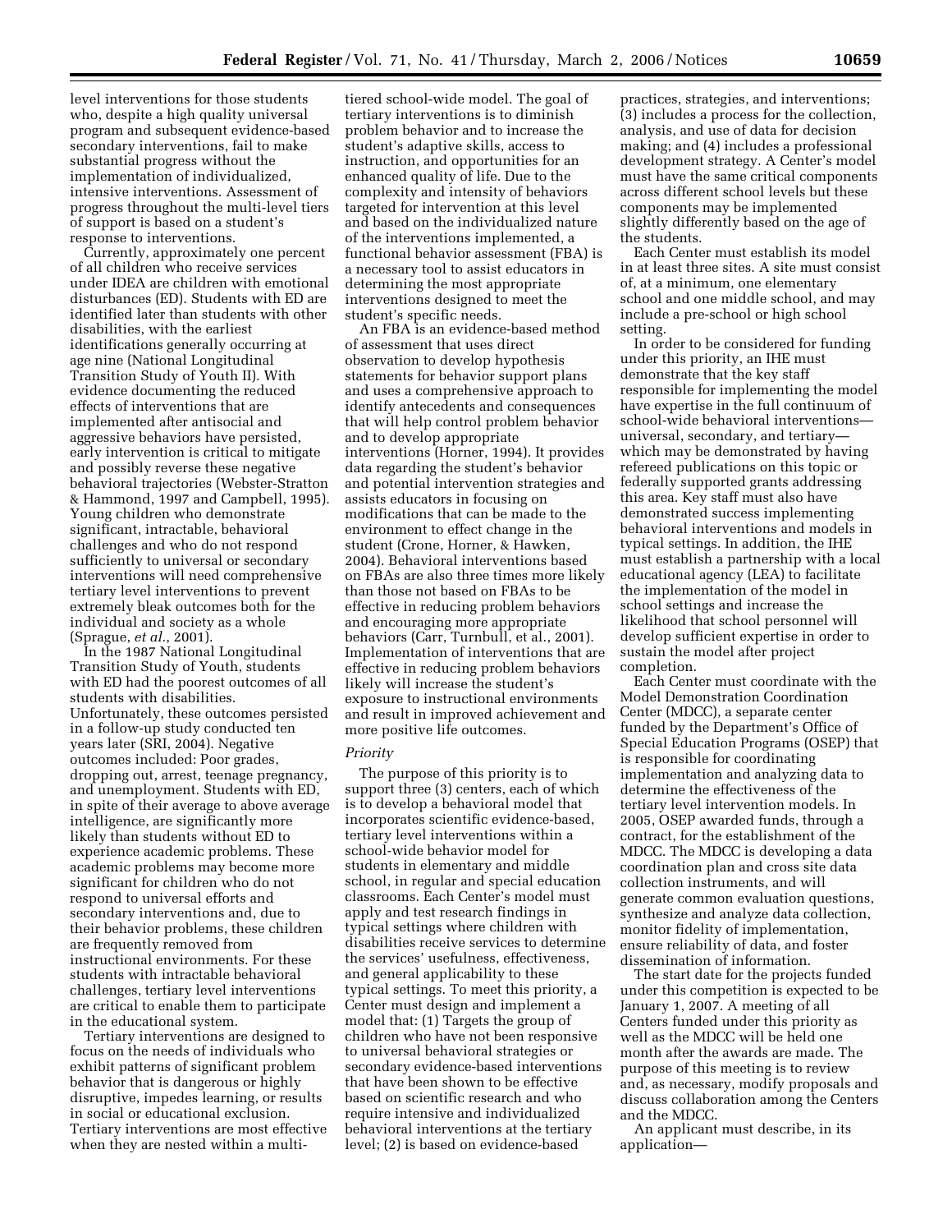level interventions for those students who, despite a high quality universal program and subsequent evidence-based secondary interventions, fail to make substantial progress without the implementation of individualized, intensive interventions. Assessment of progress throughout the multi-level tiers of support is based on a student's response to interventions.

Currently, approximately one percent of all children who receive services under IDEA are children with emotional disturbances (ED). Students with ED are identified later than students with other disabilities, with the earliest identifications generally occurring at age nine (National Longitudinal Transition Study of Youth II). With evidence documenting the reduced effects of interventions that are implemented after antisocial and aggressive behaviors have persisted, early intervention is critical to mitigate and possibly reverse these negative behavioral trajectories (Webster-Stratton & Hammond, 1997 and Campbell, 1995). Young children who demonstrate significant, intractable, behavioral challenges and who do not respond sufficiently to universal or secondary interventions will need comprehensive tertiary level interventions to prevent extremely bleak outcomes both for the individual and society as a whole (Sprague, *et al.*, 2001).

In the 1987 National Longitudinal Transition Study of Youth, students with ED had the poorest outcomes of all students with disabilities. Unfortunately, these outcomes persisted in a follow-up study conducted ten years later (SRI, 2004). Negative outcomes included: Poor grades, dropping out, arrest, teenage pregnancy, and unemployment. Students with ED, in spite of their average to above average intelligence, are significantly more likely than students without ED to experience academic problems. These academic problems may become more significant for children who do not respond to universal efforts and secondary interventions and, due to their behavior problems, these children are frequently removed from instructional environments. For these students with intractable behavioral challenges, tertiary level interventions are critical to enable them to participate in the educational system.

Tertiary interventions are designed to focus on the needs of individuals who exhibit patterns of significant problem behavior that is dangerous or highly disruptive, impedes learning, or results in social or educational exclusion. Tertiary interventions are most effective when they are nested within a multi-tiered school-wide model. The goal of tertiary interventions is to diminish problem behavior and to increase the student's adaptive skills, access to instruction, and opportunities for an enhanced quality of life. Due to the complexity and intensity of behaviors targeted for intervention at this level and based on the individualized nature of the interventions implemented, a functional behavior assessment (FBA) is a necessary tool to assist educators in determining the most appropriate interventions designed to meet the student's specific needs.

An FBA is an evidence-based method of assessment that uses direct observation to develop hypothesis statements for behavior support plans and uses a comprehensive approach to identify antecedents and consequences that will help control problem behavior and to develop appropriate interventions (Horner, 1994). It provides data regarding the student's behavior and potential intervention strategies and assists educators in focusing on modifications that can be made to the environment to effect change in the student (Crone, Horner, & Hawken, 2004). Behavioral interventions based on FBAs are also three times more likely than those not based on FBAs to be effective in reducing problem behaviors and encouraging more appropriate behaviors (Carr, Turnbull, et al., 2001). Implementation of interventions that are effective in reducing problem behaviors likely will increase the student's exposure to instructional environments and result in improved achievement and more positive life outcomes.

*Priority*

The purpose of this priority is to support three (3) centers, each of which is to develop a behavioral model that incorporates scientific evidence-based, tertiary level interventions within a school-wide behavior model for students in elementary and middle school, in regular and special education classrooms. Each Center's model must apply and test research findings in typical settings where children with disabilities receive services to determine the services' usefulness, effectiveness, and general applicability to these typical settings. To meet this priority, a Center must design and implement a model that: (1) Targets the group of children who have not been responsive to universal behavioral strategies or secondary evidence-based interventions that have been shown to be effective based on scientific research and who require intensive and individualized behavioral interventions at the tertiary level; (2) is based on evidence-based practices, strategies, and interventions; (3) includes a process for the collection, analysis, and use of data for decision making; and (4) includes a professional development strategy. A Center's model must have the same critical components across different school levels but these components may be implemented slightly differently based on the age of the students.

Each Center must establish its model in at least three sites. A site must consist of, at a minimum, one elementary school and one middle school, and may include a pre-school or high school setting.

In order to be considered for funding under this priority, an IHE must demonstrate that the key staff responsible for implementing the model have expertise in the full continuum of school-wide behavioral interventions—universal, secondary, and tertiary—which may be demonstrated by having refereed publications on this topic or federally supported grants addressing this area. Key staff must also have demonstrated success implementing behavioral interventions and models in typical settings. In addition, the IHE must establish a partnership with a local educational agency (LEA) to facilitate the implementation of the model in school settings and increase the likelihood that school personnel will develop sufficient expertise in order to sustain the model after project completion.

Each Center must coordinate with the Model Demonstration Coordination Center (MDCC), a separate center funded by the Department's Office of Special Education Programs (OSEP) that is responsible for coordinating implementation and analyzing data to determine the effectiveness of the tertiary level intervention models. In 2005, OSEP awarded funds, through a contract, for the establishment of the MDCC. The MDCC is developing a data coordination plan and cross site data collection instruments, and will generate common evaluation questions, synthesize and analyze data collection, monitor fidelity of implementation, ensure reliability of data, and foster dissemination of information.

The start date for the projects funded under this competition is expected to be January 1, 2007. A meeting of all Centers funded under this priority as well as the MDCC will be held one month after the awards are made. The purpose of this meeting is to review and, as necessary, modify proposals and discuss collaboration among the Centers and the MDCC.

An applicant must describe, in its application—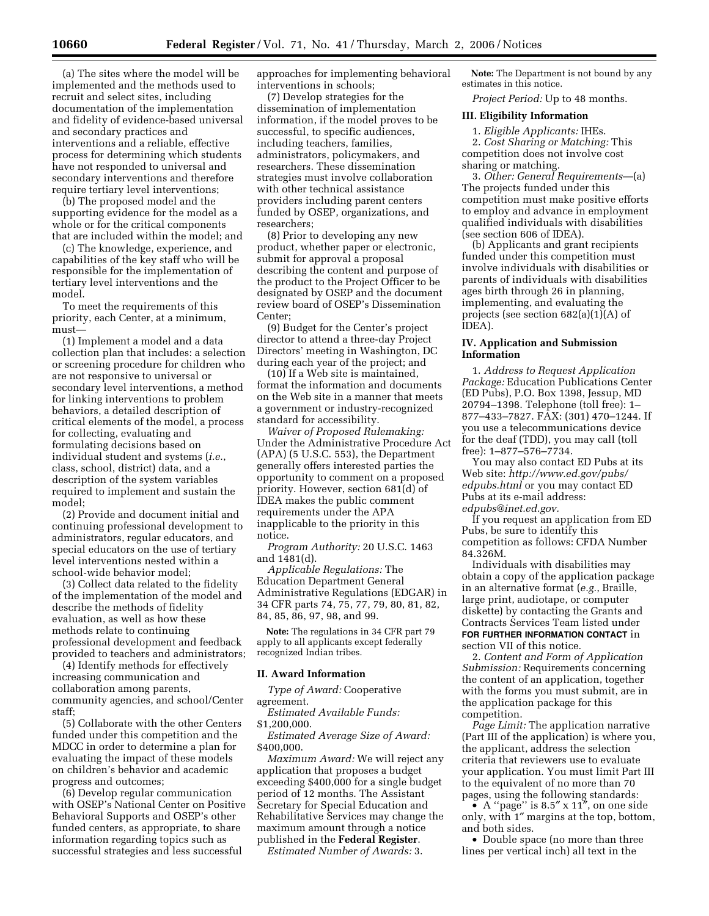(a) The sites where the model will be implemented and the methods used to recruit and select sites, including documentation of the implementation and fidelity of evidence-based universal and secondary practices and interventions and a reliable, effective process for determining which students have not responded to universal and secondary interventions and therefore require tertiary level interventions;

(b) The proposed model and the supporting evidence for the model as a whole or for the critical components that are included within the model; and

(c) The knowledge, experience, and capabilities of the key staff who will be responsible for the implementation of tertiary level interventions and the model.

To meet the requirements of this priority, each Center, at a minimum, must—

(1) Implement a model and a data collection plan that includes: a selection or screening procedure for children who are not responsive to universal or secondary level interventions, a method for linking interventions to problem behaviors, a detailed description of critical elements of the model, a process for collecting, evaluating and formulating decisions based on individual student and systems (*i.e.*, class, school, district) data, and a description of the system variables required to implement and sustain the model;

(2) Provide and document initial and continuing professional development to administrators, regular educators, and special educators on the use of tertiary level interventions nested within a school-wide behavior model;

(3) Collect data related to the fidelity of the implementation of the model and describe the methods of fidelity evaluation, as well as how these methods relate to continuing professional development and feedback provided to teachers and administrators;

(4) Identify methods for effectively increasing communication and collaboration among parents, community agencies, and school/Center staff;

(5) Collaborate with the other Centers funded under this competition and the MDCC in order to determine a plan for evaluating the impact of these models on children's behavior and academic progress and outcomes;

(6) Develop regular communication with OSEP's National Center on Positive Behavioral Supports and OSEP's other funded centers, as appropriate, to share information regarding topics such as successful strategies and less successful approaches for implementing behavioral interventions in schools;

(7) Develop strategies for the dissemination of implementation information, if the model proves to be successful, to specific audiences, including teachers, families, administrators, policymakers, and researchers. These dissemination strategies must involve collaboration with other technical assistance providers including parent centers funded by OSEP, organizations, and researchers;

(8) Prior to developing any new product, whether paper or electronic, submit for approval a proposal describing the content and purpose of the product to the Project Officer to be designated by OSEP and the document review board of OSEP's Dissemination Center;

(9) Budget for the Center's project director to attend a three-day Project Directors' meeting in Washington, DC during each year of the project; and

(10) If a Web site is maintained, format the information and documents on the Web site in a manner that meets a government or industry-recognized standard for accessibility.

*Waiver of Proposed Rulemaking:* Under the Administrative Procedure Act (APA) (5 U.S.C. 553), the Department generally offers interested parties the opportunity to comment on a proposed priority. However, section 681(d) of IDEA makes the public comment requirements under the APA inapplicable to the priority in this notice.

*Program Authority:* 20 U.S.C. 1463 and 1481(d).

*Applicable Regulations:* The Education Department General Administrative Regulations (EDGAR) in 34 CFR parts 74, 75, 77, 79, 80, 81, 82, 84, 85, 86, 97, 98, and 99.

**Note:** The regulations in 34 CFR part 79 apply to all applicants except federally recognized Indian tribes.

## II. Award Information

*Type of Award:* Cooperative agreement.

*Estimated Available Funds:* $1,200,000.

*Estimated Average Size of Award:* $400,000.

*Maximum Award:* We will reject any application that proposes a budget exceeding $400,000 for a single budget period of 12 months. The Assistant Secretary for Special Education and Rehabilitative Services may change the maximum amount through a notice published in the **Federal Register**.

*Estimated Number of Awards:* 3.

**Note:** The Department is not bound by any estimates in this notice.

*Project Period:* Up to 48 months.

## III. Eligibility Information

1. *Eligible Applicants:* IHEs.

2. *Cost Sharing or Matching:* This competition does not involve cost sharing or matching.

3. *Other: General Requirements*—(a) The projects funded under this competition must make positive efforts to employ and advance in employment qualified individuals with disabilities (see section 606 of IDEA).

(b) Applicants and grant recipients funded under this competition must involve individuals with disabilities or parents of individuals with disabilities ages birth through 26 in planning, implementing, and evaluating the projects (see section 682(a)(1)(A) of IDEA).

## IV. Application and Submission Information

1. *Address to Request Application Package:* Education Publications Center (ED Pubs), P.O. Box 1398, Jessup, MD 20794–1398. Telephone (toll free): 1–877–433–7827. FAX: (301) 470–1244. If you use a telecommunications device for the deaf (TDD), you may call (toll free): 1–877–576–7734.

You may also contact ED Pubs at its Web site: *http://www.ed.gov/pubs/edpubs.html* or you may contact ED Pubs at its e-mail address: *edpubs@inet.ed.gov*.

If you request an application from ED Pubs, be sure to identify this competition as follows: CFDA Number 84.326M.

Individuals with disabilities may obtain a copy of the application package in an alternative format (*e.g.*, Braille, large print, audiotape, or computer diskette) by contacting the Grants and Contracts Services Team listed under **FOR FURTHER INFORMATION CONTACT** in section VII of this notice.

2. *Content and Form of Application Submission:* Requirements concerning the content of an application, together with the forms you must submit, are in the application package for this competition.

*Page Limit:* The application narrative (Part III of the application) is where you, the applicant, address the selection criteria that reviewers use to evaluate your application. You must limit Part III to the equivalent of no more than 70 pages, using the following standards:

- A ''page'' is 8.5″ x 11″, on one side only, with 1″ margins at the top, bottom, and both sides.
- Double space (no more than three lines per vertical inch) all text in the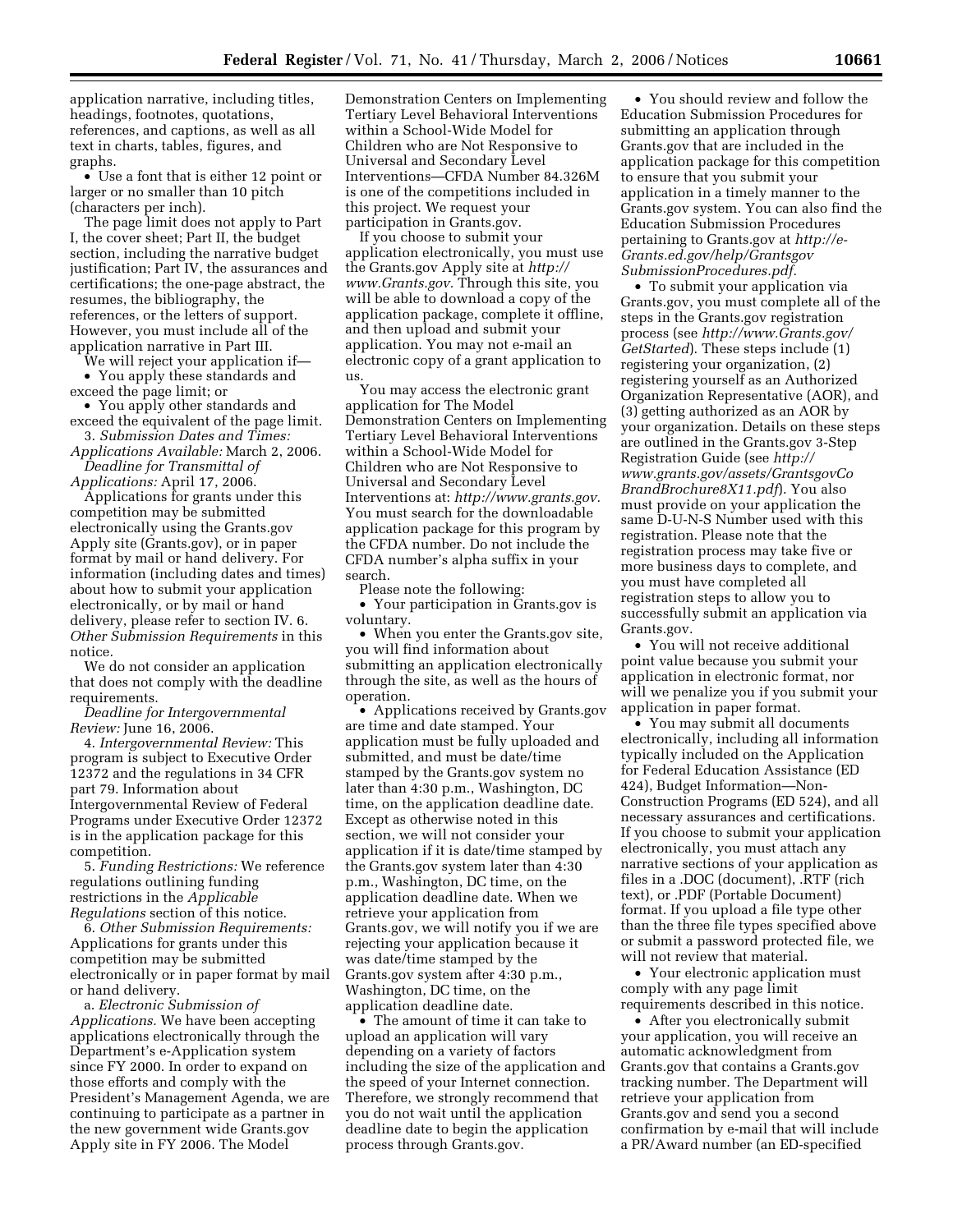application narrative, including titles, headings, footnotes, quotations, references, and captions, as well as all text in charts, tables, figures, and graphs.

- Use a font that is either 12 point or larger or no smaller than 10 pitch (characters per inch).

The page limit does not apply to Part I, the cover sheet; Part II, the budget section, including the narrative budget justification; Part IV, the assurances and certifications; the one-page abstract, the resumes, the bibliography, the references, or the letters of support. However, you must include all of the application narrative in Part III.

We will reject your application if—

- You apply these standards and exceed the page limit; or
- You apply other standards and exceed the equivalent of the page limit.

3. *Submission Dates and Times:*

*Applications Available:* March 2, 2006.

*Deadline for Transmittal of Applications:* April 17, 2006.

Applications for grants under this competition may be submitted electronically using the Grants.gov Apply site (Grants.gov), or in paper format by mail or hand delivery. For information (including dates and times) about how to submit your application electronically, or by mail or hand delivery, please refer to section IV. 6. *Other Submission Requirements* in this notice.

We do not consider an application that does not comply with the deadline requirements.

*Deadline for Intergovernmental Review:* June 16, 2006.

4. *Intergovernmental Review:* This program is subject to Executive Order 12372 and the regulations in 34 CFR part 79. Information about Intergovernmental Review of Federal Programs under Executive Order 12372 is in the application package for this competition.

5. *Funding Restrictions:* We reference regulations outlining funding restrictions in the *Applicable Regulations* section of this notice.

6. *Other Submission Requirements:* Applications for grants under this competition may be submitted electronically or in paper format by mail or hand delivery.

a. *Electronic Submission of Applications.* We have been accepting applications electronically through the Department's e-Application system since FY 2000. In order to expand on those efforts and comply with the President's Management Agenda, we are continuing to participate as a partner in the new government wide Grants.gov Apply site in FY 2006. The Model Demonstration Centers on Implementing Tertiary Level Behavioral Interventions within a School-Wide Model for Children who are Not Responsive to Universal and Secondary Level Interventions—CFDA Number 84.326M is one of the competitions included in this project. We request your participation in Grants.gov.

If you choose to submit your application electronically, you must use the Grants.gov Apply site at *http://www.Grants.gov.* Through this site, you will be able to download a copy of the application package, complete it offline, and then upload and submit your application. You may not e-mail an electronic copy of a grant application to us.

You may access the electronic grant application for The Model Demonstration Centers on Implementing Tertiary Level Behavioral Interventions within a School-Wide Model for Children who are Not Responsive to Universal and Secondary Level Interventions at: *http://www.grants.gov.* You must search for the downloadable application package for this program by the CFDA number. Do not include the CFDA number's alpha suffix in your search.

Please note the following:

- Your participation in Grants.gov is voluntary.
- When you enter the Grants.gov site, you will find information about submitting an application electronically through the site, as well as the hours of operation.
- Applications received by Grants.gov are time and date stamped. Your application must be fully uploaded and submitted, and must be date/time stamped by the Grants.gov system no later than 4:30 p.m., Washington, DC time, on the application deadline date. Except as otherwise noted in this section, we will not consider your application if it is date/time stamped by the Grants.gov system later than 4:30 p.m., Washington, DC time, on the application deadline date. When we retrieve your application from Grants.gov, we will notify you if we are rejecting your application because it was date/time stamped by the Grants.gov system after 4:30 p.m., Washington, DC time, on the application deadline date.
- The amount of time it can take to upload an application will vary depending on a variety of factors including the size of the application and the speed of your Internet connection. Therefore, we strongly recommend that you do not wait until the application deadline date to begin the application process through Grants.gov.
- You should review and follow the Education Submission Procedures for submitting an application through Grants.gov that are included in the application package for this competition to ensure that you submit your application in a timely manner to the Grants.gov system. You can also find the Education Submission Procedures pertaining to Grants.gov at *http://e-Grants.ed.gov/help/GrantsgovSubmissionProcedures.pdf.*
- To submit your application via Grants.gov, you must complete all of the steps in the Grants.gov registration process (see *http://www.Grants.gov/GetStarted*). These steps include (1) registering your organization, (2) registering yourself as an Authorized Organization Representative (AOR), and (3) getting authorized as an AOR by your organization. Details on these steps are outlined in the Grants.gov 3-Step Registration Guide (see *http://www.grants.gov/assets/GrantsgovCoBrandBrochure8X11.pdf*). You also must provide on your application the same D-U-N-S Number used with this registration. Please note that the registration process may take five or more business days to complete, and you must have completed all registration steps to allow you to successfully submit an application via Grants.gov.
- You will not receive additional point value because you submit your application in electronic format, nor will we penalize you if you submit your application in paper format.
- You may submit all documents electronically, including all information typically included on the Application for Federal Education Assistance (ED 424), Budget Information—Non-Construction Programs (ED 524), and all necessary assurances and certifications. If you choose to submit your application electronically, you must attach any narrative sections of your application as files in a .DOC (document), .RTF (rich text), or .PDF (Portable Document) format. If you upload a file type other than the three file types specified above or submit a password protected file, we will not review that material.
- Your electronic application must comply with any page limit requirements described in this notice.
- After you electronically submit your application, you will receive an automatic acknowledgment from Grants.gov that contains a Grants.gov tracking number. The Department will retrieve your application from Grants.gov and send you a second confirmation by e-mail that will include a PR/Award number (an ED-specified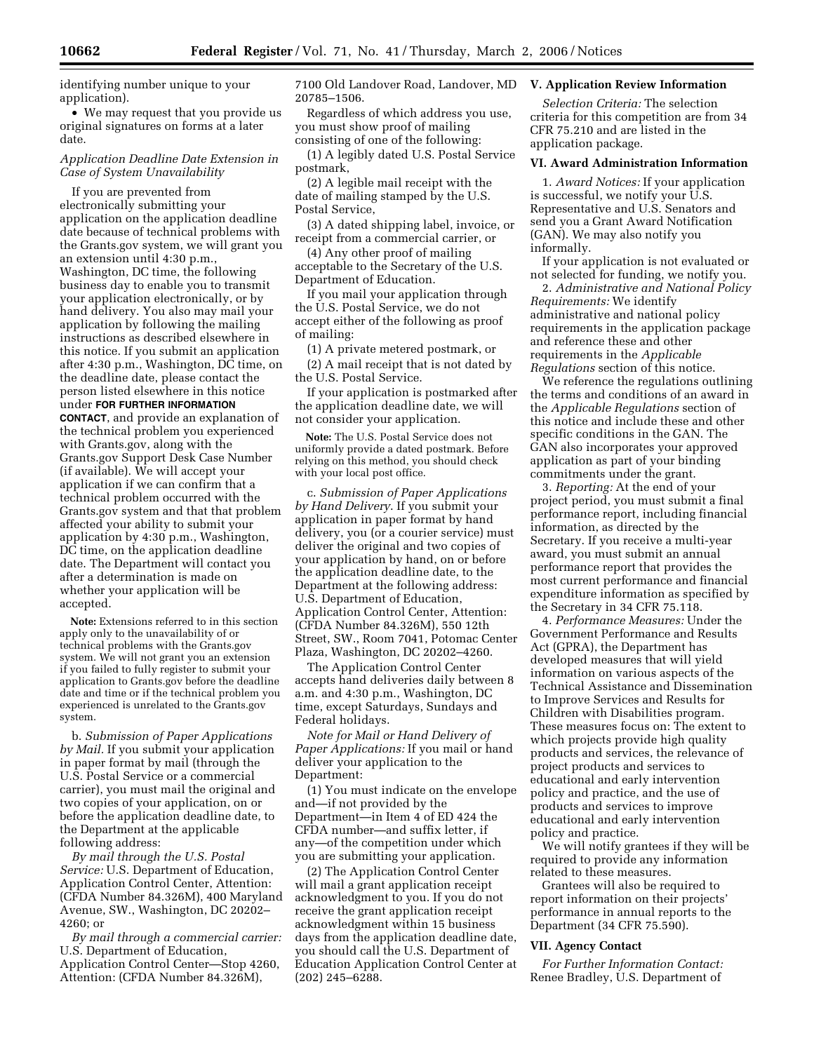identifying number unique to your application).

- We may request that you provide us original signatures on forms at a later date.

*Application Deadline Date Extension in Case of System Unavailability*

If you are prevented from electronically submitting your application on the application deadline date because of technical problems with the Grants.gov system, we will grant you an extension until 4:30 p.m., Washington, DC time, the following business day to enable you to transmit your application electronically, or by hand delivery. You also may mail your application by following the mailing instructions as described elsewhere in this notice. If you submit an application after 4:30 p.m., Washington, DC time, on the deadline date, please contact the person listed elsewhere in this notice under **FOR FURTHER INFORMATION CONTACT**, and provide an explanation of the technical problem you experienced with Grants.gov, along with the Grants.gov Support Desk Case Number (if available). We will accept your application if we can confirm that a technical problem occurred with the Grants.gov system and that that problem affected your ability to submit your application by 4:30 p.m., Washington, DC time, on the application deadline date. The Department will contact you after a determination is made on whether your application will be accepted.

**Note:** Extensions referred to in this section apply only to the unavailability of or technical problems with the Grants.gov system. We will not grant you an extension if you failed to fully register to submit your application to Grants.gov before the deadline date and time or if the technical problem you experienced is unrelated to the Grants.gov system.

b. *Submission of Paper Applications by Mail.* If you submit your application in paper format by mail (through the U.S. Postal Service or a commercial carrier), you must mail the original and two copies of your application, on or before the application deadline date, to the Department at the applicable following address:

*By mail through the U.S. Postal Service:* U.S. Department of Education, Application Control Center, Attention: (CFDA Number 84.326M), 400 Maryland Avenue, SW., Washington, DC 20202–4260; or

*By mail through a commercial carrier:* U.S. Department of Education, Application Control Center—Stop 4260, Attention: (CFDA Number 84.326M), 7100 Old Landover Road, Landover, MD 20785–1506.

Regardless of which address you use, you must show proof of mailing consisting of one of the following:

(1) A legibly dated U.S. Postal Service postmark,

(2) A legible mail receipt with the date of mailing stamped by the U.S. Postal Service,

(3) A dated shipping label, invoice, or receipt from a commercial carrier, or

(4) Any other proof of mailing acceptable to the Secretary of the U.S. Department of Education.

If you mail your application through the U.S. Postal Service, we do not accept either of the following as proof of mailing:

(1) A private metered postmark, or

(2) A mail receipt that is not dated by the U.S. Postal Service.

If your application is postmarked after the application deadline date, we will not consider your application.

**Note:** The U.S. Postal Service does not uniformly provide a dated postmark. Before relying on this method, you should check with your local post office.

c. *Submission of Paper Applications by Hand Delivery.* If you submit your application in paper format by hand delivery, you (or a courier service) must deliver the original and two copies of your application by hand, on or before the application deadline date, to the Department at the following address: U.S. Department of Education, Application Control Center, Attention: (CFDA Number 84.326M), 550 12th Street, SW., Room 7041, Potomac Center Plaza, Washington, DC 20202–4260.

The Application Control Center accepts hand deliveries daily between 8 a.m. and 4:30 p.m., Washington, DC time, except Saturdays, Sundays and Federal holidays.

*Note for Mail or Hand Delivery of Paper Applications:* If you mail or hand deliver your application to the Department:

(1) You must indicate on the envelope and—if not provided by the Department—in Item 4 of ED 424 the CFDA number—and suffix letter, if any—of the competition under which you are submitting your application.

(2) The Application Control Center will mail a grant application receipt acknowledgment to you. If you do not receive the grant application receipt acknowledgment within 15 business days from the application deadline date, you should call the U.S. Department of Education Application Control Center at (202) 245–6288.

### V. Application Review Information

*Selection Criteria:* The selection criteria for this competition are from 34 CFR 75.210 and are listed in the application package.

### VI. Award Administration Information

1. *Award Notices:* If your application is successful, we notify your U.S. Representative and U.S. Senators and send you a Grant Award Notification (GAN). We may also notify you informally.

If your application is not evaluated or not selected for funding, we notify you.

2. *Administrative and National Policy Requirements:* We identify administrative and national policy requirements in the application package and reference these and other requirements in the *Applicable Regulations* section of this notice.

We reference the regulations outlining the terms and conditions of an award in the *Applicable Regulations* section of this notice and include these and other specific conditions in the GAN. The GAN also incorporates your approved application as part of your binding commitments under the grant.

3. *Reporting:* At the end of your project period, you must submit a final performance report, including financial information, as directed by the Secretary. If you receive a multi-year award, you must submit an annual performance report that provides the most current performance and financial expenditure information as specified by the Secretary in 34 CFR 75.118.

4. *Performance Measures:* Under the Government Performance and Results Act (GPRA), the Department has developed measures that will yield information on various aspects of the Technical Assistance and Dissemination to Improve Services and Results for Children with Disabilities program. These measures focus on: The extent to which projects provide high quality products and services, the relevance of project products and services to educational and early intervention policy and practice, and the use of products and services to improve educational and early intervention policy and practice.

We will notify grantees if they will be required to provide any information related to these measures.

Grantees will also be required to report information on their projects' performance in annual reports to the Department (34 CFR 75.590).

### VII. Agency Contact

*For Further Information Contact:* Renee Bradley, U.S. Department of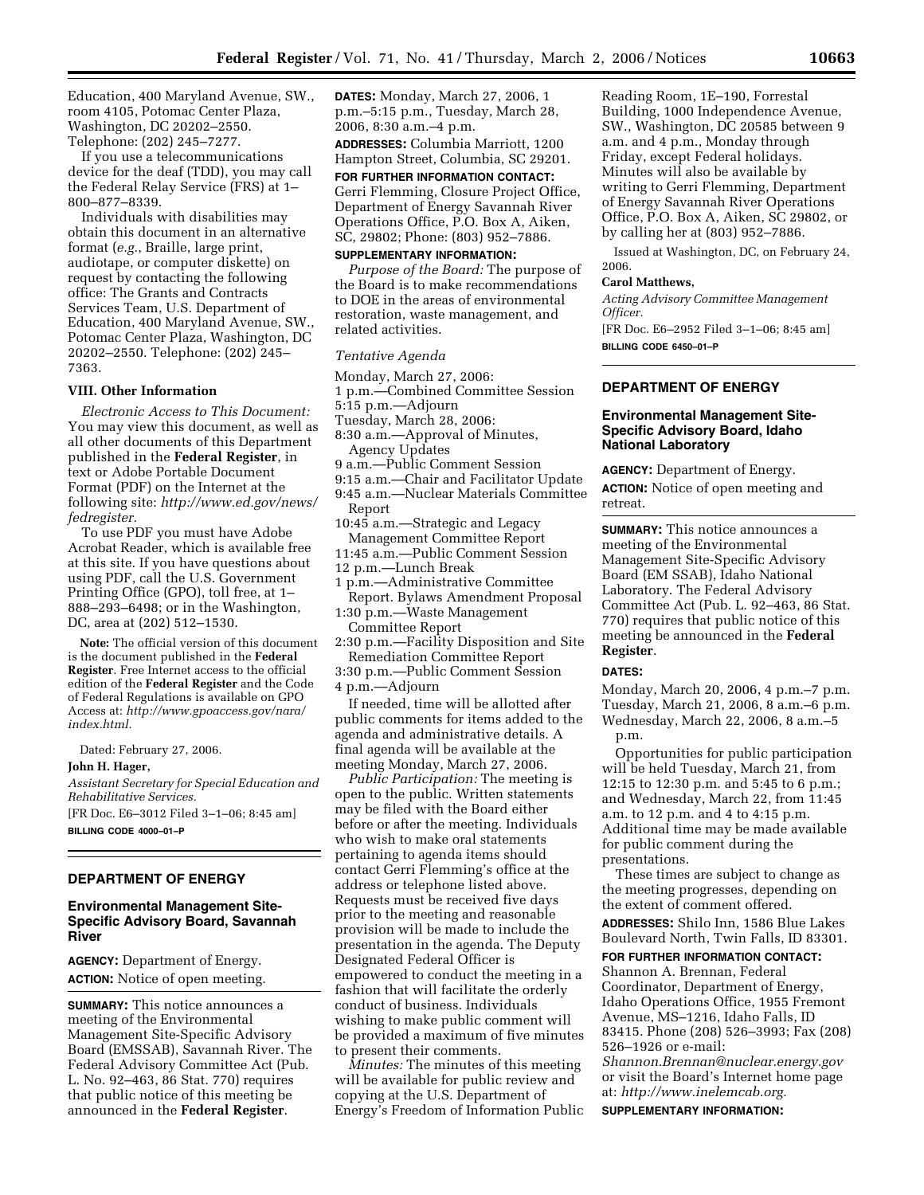Education, 400 Maryland Avenue, SW., room 4105, Potomac Center Plaza, Washington, DC 20202–2550. Telephone: (202) 245–7277.

If you use a telecommunications device for the deaf (TDD), you may call the Federal Relay Service (FRS) at 1–800–877–8339.

Individuals with disabilities may obtain this document in an alternative format (*e.g.*, Braille, large print, audiotape, or computer diskette) on request by contacting the following office: The Grants and Contracts Services Team, U.S. Department of Education, 400 Maryland Avenue, SW., Potomac Center Plaza, Washington, DC 20202–2550. Telephone: (202) 245–7363.

### VIII. Other Information

*Electronic Access to This Document:* You may view this document, as well as all other documents of this Department published in the **Federal Register**, in text or Adobe Portable Document Format (PDF) on the Internet at the following site: *http://www.ed.gov/news/fedregister*.

To use PDF you must have Adobe Acrobat Reader, which is available free at this site. If you have questions about using PDF, call the U.S. Government Printing Office (GPO), toll free, at 1–888–293–6498; or in the Washington, DC, area at (202) 512–1530.

**Note:** The official version of this document is the document published in the **Federal Register**. Free Internet access to the official edition of the **Federal Register** and the Code of Federal Regulations is available on GPO Access at: *http://www.gpoaccess.gov/nara/index.html*.

Dated: February 27, 2006.

**John H. Hager,**

*Assistant Secretary for Special Education and Rehabilitative Services.*

[FR Doc. E6–3012 Filed 3–1–06; 8:45 am]

**BILLING CODE 4000–01–P**

## DEPARTMENT OF ENERGY

### Environmental Management Site-Specific Advisory Board, Savannah River

**AGENCY:** Department of Energy.

**ACTION:** Notice of open meeting.

**SUMMARY:** This notice announces a meeting of the Environmental Management Site-Specific Advisory Board (EMSSAB), Savannah River. The Federal Advisory Committee Act (Pub. L. No. 92–463, 86 Stat. 770) requires that public notice of this meeting be announced in the **Federal Register**.

**DATES:** Monday, March 27, 2006, 1 p.m.–5:15 p.m., Tuesday, March 28, 2006, 8:30 a.m.–4 p.m.

**ADDRESSES:** Columbia Marriott, 1200 Hampton Street, Columbia, SC 29201.

**FOR FURTHER INFORMATION CONTACT:** Gerri Flemming, Closure Project Office, Department of Energy Savannah River Operations Office, P.O. Box A, Aiken, SC, 29802; Phone: (803) 952–7886.

**SUPPLEMENTARY INFORMATION:**

*Purpose of the Board:* The purpose of the Board is to make recommendations to DOE in the areas of environmental restoration, waste management, and related activities.

*Tentative Agenda*

Monday, March 27, 2006:
1 p.m.—Combined Committee Session
5:15 p.m.—Adjourn
Tuesday, March 28, 2006:
8:30 a.m.—Approval of Minutes, Agency Updates
9 a.m.—Public Comment Session
9:15 a.m.—Chair and Facilitator Update
9:45 a.m.—Nuclear Materials Committee Report
10:45 a.m.—Strategic and Legacy Management Committee Report
11:45 a.m.—Public Comment Session
12 p.m.—Lunch Break
1 p.m.—Administrative Committee Report. Bylaws Amendment Proposal
1:30 p.m.—Waste Management Committee Report
2:30 p.m.—Facility Disposition and Site Remediation Committee Report
3:30 p.m.—Public Comment Session
4 p.m.—Adjourn

If needed, time will be allotted after public comments for items added to the agenda and administrative details. A final agenda will be available at the meeting Monday, March 27, 2006.

*Public Participation:* The meeting is open to the public. Written statements may be filed with the Board either before or after the meeting. Individuals who wish to make oral statements pertaining to agenda items should contact Gerri Flemming's office at the address or telephone listed above. Requests must be received five days prior to the meeting and reasonable provision will be made to include the presentation in the agenda. The Deputy Designated Federal Officer is empowered to conduct the meeting in a fashion that will facilitate the orderly conduct of business. Individuals wishing to make public comment will be provided a maximum of five minutes to present their comments.

*Minutes:* The minutes of this meeting will be available for public review and copying at the U.S. Department of Energy's Freedom of Information Public Reading Room, 1E–190, Forrestal Building, 1000 Independence Avenue, SW., Washington, DC 20585 between 9 a.m. and 4 p.m., Monday through Friday, except Federal holidays. Minutes will also be available by writing to Gerri Flemming, Department of Energy Savannah River Operations Office, P.O. Box A, Aiken, SC 29802, or by calling her at (803) 952–7886.

Issued at Washington, DC, on February 24, 2006.

**Carol Matthews,**

*Acting Advisory Committee Management Officer.*

[FR Doc. E6–2952 Filed 3–1–06; 8:45 am]

**BILLING CODE 6450–01–P**

## DEPARTMENT OF ENERGY

### Environmental Management Site-Specific Advisory Board, Idaho National Laboratory

**AGENCY:** Department of Energy.

**ACTION:** Notice of open meeting and retreat.

**SUMMARY:** This notice announces a meeting of the Environmental Management Site-Specific Advisory Board (EM SSAB), Idaho National Laboratory. The Federal Advisory Committee Act (Pub. L. 92–463, 86 Stat. 770) requires that public notice of this meeting be announced in the **Federal Register**.

**DATES:**

Monday, March 20, 2006, 4 p.m.–7 p.m.
Tuesday, March 21, 2006, 8 a.m.–6 p.m.
Wednesday, March 22, 2006, 8 a.m.–5 p.m.

Opportunities for public participation will be held Tuesday, March 21, from 12:15 to 12:30 p.m. and 5:45 to 6 p.m.; and Wednesday, March 22, from 11:45 a.m. to 12 p.m. and 4 to 4:15 p.m. Additional time may be made available for public comment during the presentations.

These times are subject to change as the meeting progresses, depending on the extent of comment offered.

**ADDRESSES:** Shilo Inn, 1586 Blue Lakes Boulevard North, Twin Falls, ID 83301.

**FOR FURTHER INFORMATION CONTACT:** Shannon A. Brennan, Federal Coordinator, Department of Energy, Idaho Operations Office, 1955 Fremont Avenue, MS–1216, Idaho Falls, ID 83415. Phone (208) 526–3993; Fax (208) 526–1926 or e-mail: *Shannon.Brennan@nuclear.energy.gov* or visit the Board's Internet home page at: *http://www.inelemcab.org*.

**SUPPLEMENTARY INFORMATION:**